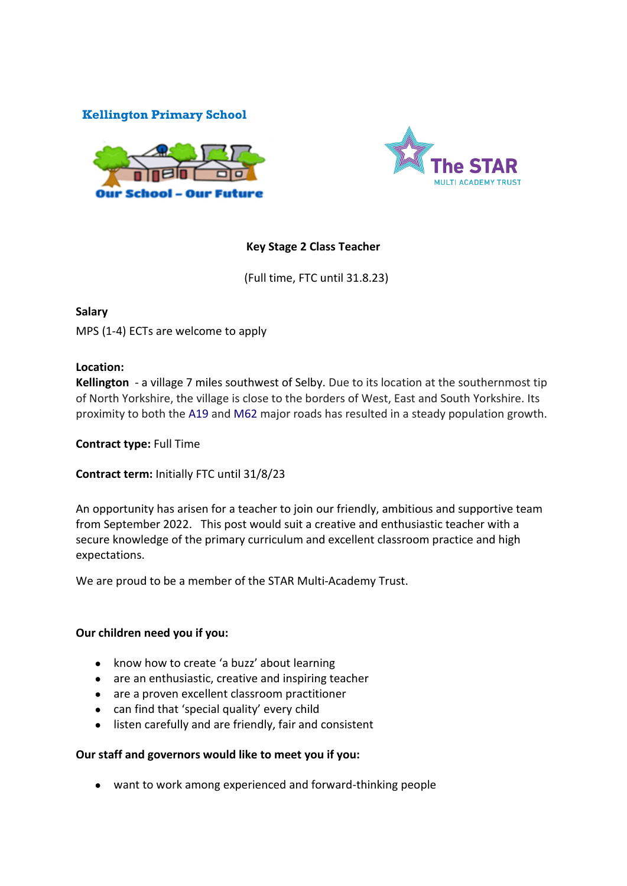Kellington Primary School

Our School – Our Future

The STAR
MULTI ACADEMY TRUST

**Key Stage 2 Class Teacher**

(Full time, FTC until 31.8.23)

**Salary**

MPS (1-4) ECTs are welcome to apply

**Location:**

**Kellington** - a village 7 miles southwest of Selby. Due to its location at the southernmost tip of North Yorkshire, the village is close to the borders of West, East and South Yorkshire. Its proximity to both the A19 and M62 major roads has resulted in a steady population growth.

**Contract type:** Full Time

**Contract term:** Initially FTC until 31/8/23

An opportunity has arisen for a teacher to join our friendly, ambitious and supportive team from September 2022. This post would suit a creative and enthusiastic teacher with a secure knowledge of the primary curriculum and excellent classroom practice and high expectations.

We are proud to be a member of the STAR Multi-Academy Trust.

**Our children need you if you:**

- know how to create 'a buzz' about learning
- are an enthusiastic, creative and inspiring teacher
- are a proven excellent classroom practitioner
- can find that 'special quality' every child
- listen carefully and are friendly, fair and consistent

**Our staff and governors would like to meet you if you:**

- want to work among experienced and forward-thinking people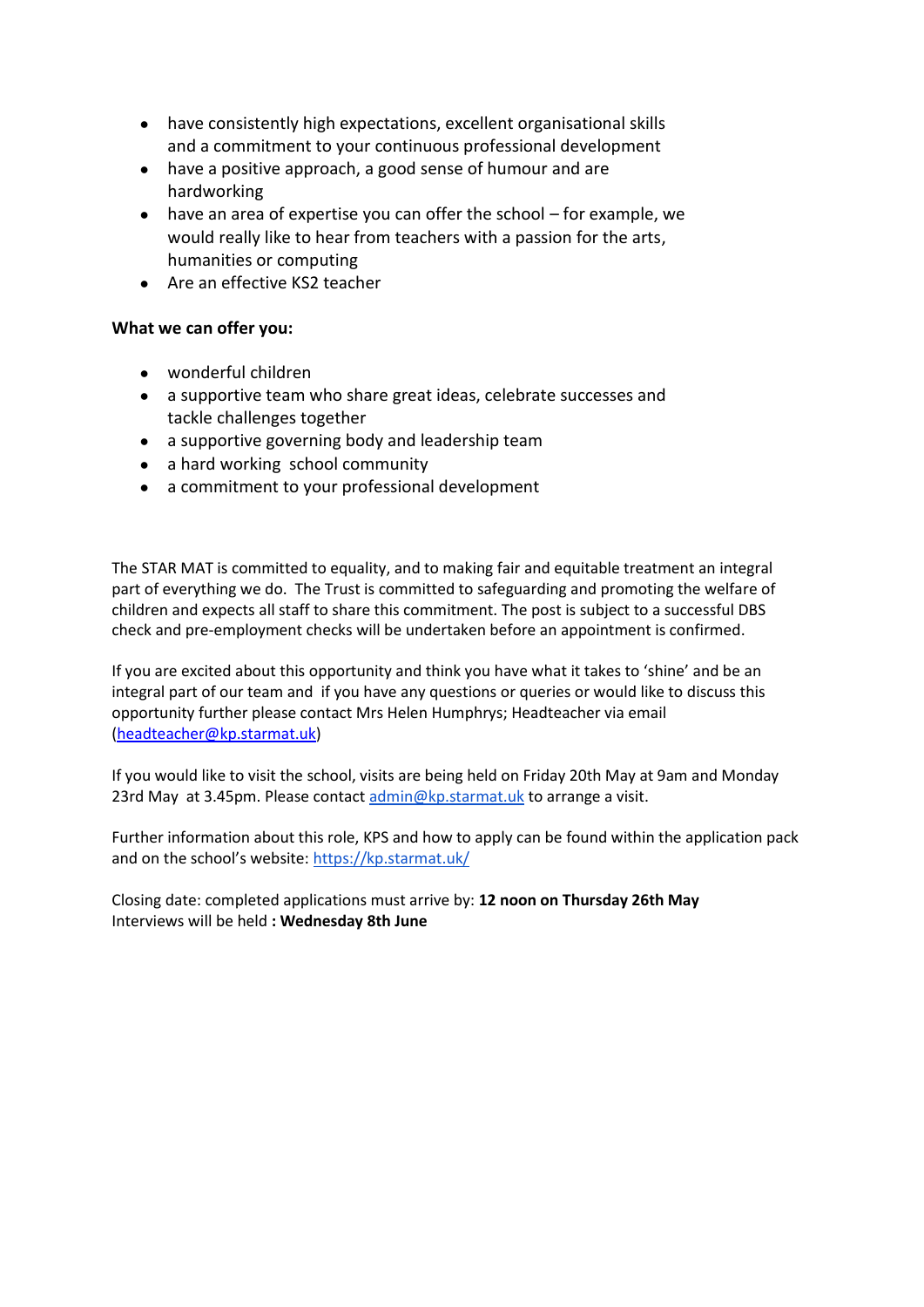- have consistently high expectations, excellent organisational skills and a commitment to your continuous professional development
- have a positive approach, a good sense of humour and are hardworking
- have an area of expertise you can offer the school – for example, we would really like to hear from teachers with a passion for the arts, humanities or computing
- Are an effective KS2 teacher

**What we can offer you:**

- wonderful children
- a supportive team who share great ideas, celebrate successes and tackle challenges together
- a supportive governing body and leadership team
- a hard working school community
- a commitment to your professional development

The STAR MAT is committed to equality, and to making fair and equitable treatment an integral part of everything we do. The Trust is committed to safeguarding and promoting the welfare of children and expects all staff to share this commitment. The post is subject to a successful DBS check and pre-employment checks will be undertaken before an appointment is confirmed.

If you are excited about this opportunity and think you have what it takes to 'shine' and be an integral part of our team and if you have any questions or queries or would like to discuss this opportunity further please contact Mrs Helen Humphrys; Headteacher via email (headteacher@kp.starmat.uk)

If you would like to visit the school, visits are being held on Friday 20th May at 9am and Monday 23rd May at 3.45pm. Please contact admin@kp.starmat.uk to arrange a visit.

Further information about this role, KPS and how to apply can be found within the application pack and on the school's website: https://kp.starmat.uk/

Closing date: completed applications must arrive by: **12 noon on Thursday 26th May**
Interviews will be held **: Wednesday 8th June**